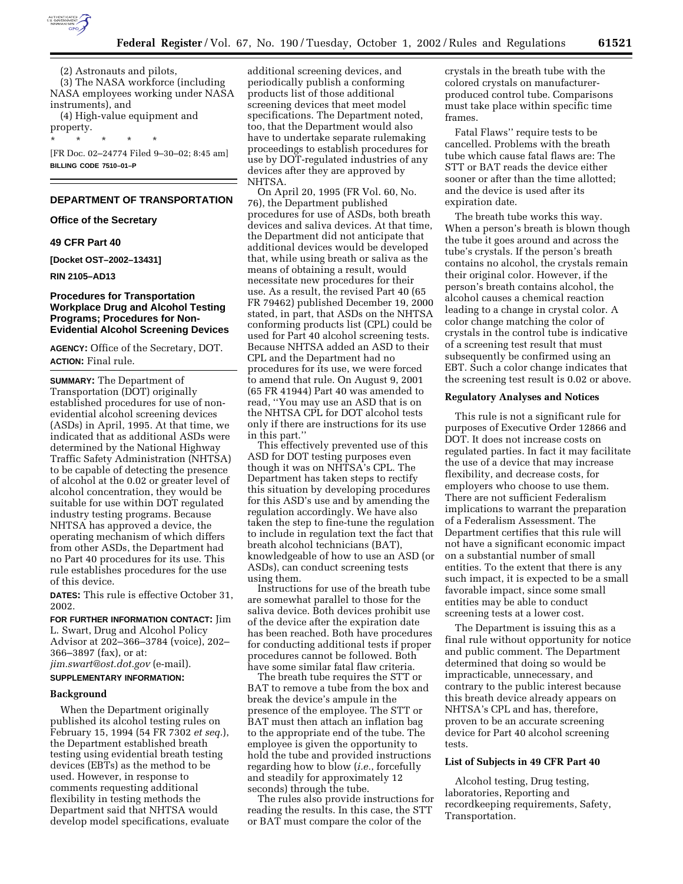(2) Astronauts and pilots,

(3) The NASA workforce (including NASA employees working under NASA instruments), and

(4) High-value equipment and property.

\* \* \* \* \*

[FR Doc. 02–24774 Filed 9–30–02; 8:45 am]

**BILLING CODE 7510–01–P**

## DEPARTMENT OF TRANSPORTATION

### Office of the Secretary

### 49 CFR Part 40

**[Docket OST–2002–13431]**

**RIN 2105–AD13**

### Procedures for Transportation Workplace Drug and Alcohol Testing Programs; Procedures for Non-Evidential Alcohol Screening Devices

**AGENCY:** Office of the Secretary, DOT.

**ACTION:** Final rule.

**SUMMARY:** The Department of Transportation (DOT) originally established procedures for use of non-evidential alcohol screening devices (ASDs) in April, 1995. At that time, we indicated that as additional ASDs were determined by the National Highway Traffic Safety Administration (NHTSA) to be capable of detecting the presence of alcohol at the 0.02 or greater level of alcohol concentration, they would be suitable for use within DOT regulated industry testing programs. Because NHTSA has approved a device, the operating mechanism of which differs from other ASDs, the Department had no Part 40 procedures for its use. This rule establishes procedures for the use of this device.

**DATES:** This rule is effective October 31, 2002.

**FOR FURTHER INFORMATION CONTACT:** Jim L. Swart, Drug and Alcohol Policy Advisor at 202–366–3784 (voice), 202–366–3897 (fax), or at: *jim.swart@ost.dot.gov* (e-mail).

**SUPPLEMENTARY INFORMATION:**

#### Background

When the Department originally published its alcohol testing rules on February 15, 1994 (54 FR 7302 *et seq.*), the Department established breath testing using evidential breath testing devices (EBTs) as the method to be used. However, in response to comments requesting additional flexibility in testing methods the Department said that NHTSA would develop model specifications, evaluate additional screening devices, and periodically publish a conforming products list of those additional screening devices that meet model specifications. The Department noted, too, that the Department would also have to undertake separate rulemaking proceedings to establish procedures for use by DOT-regulated industries of any devices after they are approved by NHTSA.

On April 20, 1995 (FR Vol. 60, No. 76), the Department published procedures for use of ASDs, both breath devices and saliva devices. At that time, the Department did not anticipate that additional devices would be developed that, while using breath or saliva as the means of obtaining a result, would necessitate new procedures for their use. As a result, the revised Part 40 (65 FR 79462) published December 19, 2000 stated, in part, that ASDs on the NHTSA conforming products list (CPL) could be used for Part 40 alcohol screening tests. Because NHTSA added an ASD to their CPL and the Department had no procedures for its use, we were forced to amend that rule. On August 9, 2001 (65 FR 41944) Part 40 was amended to read, ''You may use an ASD that is on the NHTSA CPL for DOT alcohol tests only if there are instructions for its use in this part.''

This effectively prevented use of this ASD for DOT testing purposes even though it was on NHTSA's CPL. The Department has taken steps to rectify this situation by developing procedures for this ASD's use and by amending the regulation accordingly. We have also taken the step to fine-tune the regulation to include in regulation text the fact that breath alcohol technicians (BAT), knowledgeable of how to use an ASD (or ASDs), can conduct screening tests using them.

Instructions for use of the breath tube are somewhat parallel to those for the saliva device. Both devices prohibit use of the device after the expiration date has been reached. Both have procedures for conducting additional tests if proper procedures cannot be followed. Both have some similar fatal flaw criteria.

The breath tube requires the STT or BAT to remove a tube from the box and break the device's ampule in the presence of the employee. The STT or BAT must then attach an inflation bag to the appropriate end of the tube. The employee is given the opportunity to hold the tube and provided instructions regarding how to blow (*i.e.*, forcefully and steadily for approximately 12 seconds) through the tube.

The rules also provide instructions for reading the results. In this case, the STT or BAT must compare the color of the crystals in the breath tube with the colored crystals on manufacturer-produced control tube. Comparisons must take place within specific time frames.

Fatal Flaws'' require tests to be cancelled. Problems with the breath tube which cause fatal flaws are: The STT or BAT reads the device either sooner or after than the time allotted; and the device is used after its expiration date.

The breath tube works this way. When a person's breath is blown though the tube it goes around and across the tube's crystals. If the person's breath contains no alcohol, the crystals remain their original color. However, if the person's breath contains alcohol, the alcohol causes a chemical reaction leading to a change in crystal color. A color change matching the color of crystals in the control tube is indicative of a screening test result that must subsequently be confirmed using an EBT. Such a color change indicates that the screening test result is 0.02 or above.

#### Regulatory Analyses and Notices

This rule is not a significant rule for purposes of Executive Order 12866 and DOT. It does not increase costs on regulated parties. In fact it may facilitate the use of a device that may increase flexibility, and decrease costs, for employers who choose to use them. There are not sufficient Federalism implications to warrant the preparation of a Federalism Assessment. The Department certifies that this rule will not have a significant economic impact on a substantial number of small entities. To the extent that there is any such impact, it is expected to be a small favorable impact, since some small entities may be able to conduct screening tests at a lower cost.

The Department is issuing this as a final rule without opportunity for notice and public comment. The Department determined that doing so would be impracticable, unnecessary, and contrary to the public interest because this breath device already appears on NHTSA's CPL and has, therefore, proven to be an accurate screening device for Part 40 alcohol screening tests.

#### List of Subjects in 49 CFR Part 40

Alcohol testing, Drug testing, laboratories, Reporting and recordkeeping requirements, Safety, Transportation.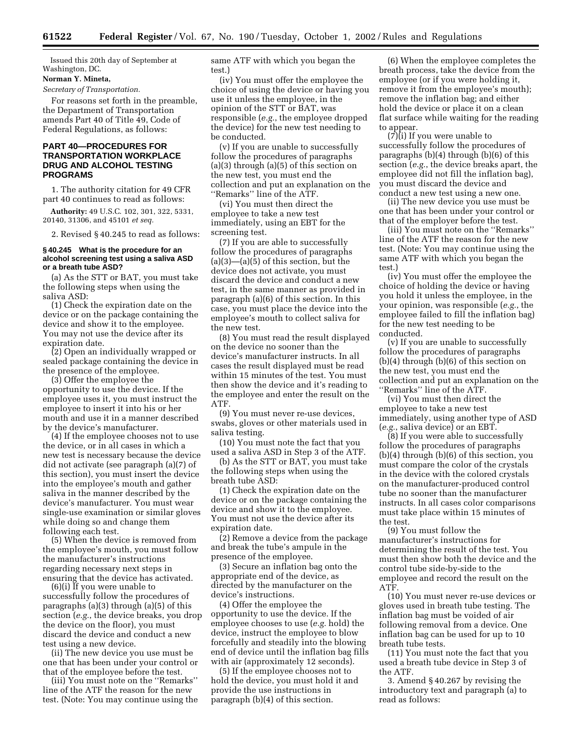Issued this 20th day of September at Washington, DC.

**Norman Y. Mineta,**

*Secretary of Transportation.*

For reasons set forth in the preamble, the Department of Transportation amends Part 40 of Title 49, Code of Federal Regulations, as follows:

## PART 40—PROCEDURES FOR TRANSPORTATION WORKPLACE DRUG AND ALCOHOL TESTING PROGRAMS

1. The authority citation for 49 CFR part 40 continues to read as follows:

**Authority:** 49 U.S.C. 102, 301, 322, 5331, 20140, 31306, and 45101 *et seq.*

2. Revised § 40.245 to read as follows:

### § 40.245 What is the procedure for an alcohol screening test using a saliva ASD or a breath tube ASD?

(a) As the STT or BAT, you must take the following steps when using the saliva ASD:

(1) Check the expiration date on the device or on the package containing the device and show it to the employee. You may not use the device after its expiration date.

(2) Open an individually wrapped or sealed package containing the device in the presence of the employee.

(3) Offer the employee the opportunity to use the device. If the employee uses it, you must instruct the employee to insert it into his or her mouth and use it in a manner described by the device's manufacturer.

(4) If the employee chooses not to use the device, or in all cases in which a new test is necessary because the device did not activate (see paragraph (a)(7) of this section), you must insert the device into the employee's mouth and gather saliva in the manner described by the device's manufacturer. You must wear single-use examination or similar gloves while doing so and change them following each test.

(5) When the device is removed from the employee's mouth, you must follow the manufacturer's instructions regarding necessary next steps in ensuring that the device has activated.

(6)(i) If you were unable to successfully follow the procedures of paragraphs (a)(3) through (a)(5) of this section (*e.g.*, the device breaks, you drop the device on the floor), you must discard the device and conduct a new test using a new device.

(ii) The new device you use must be one that has been under your control or that of the employee before the test.

(iii) You must note on the ''Remarks'' line of the ATF the reason for the new test. (Note: You may continue using the same ATF with which you began the test.)

(iv) You must offer the employee the choice of using the device or having you use it unless the employee, in the opinion of the STT or BAT, was responsible (*e.g.*, the employee dropped the device) for the new test needing to be conducted.

(v) If you are unable to successfully follow the procedures of paragraphs (a)(3) through (a)(5) of this section on the new test, you must end the collection and put an explanation on the ''Remarks'' line of the ATF.

(vi) You must then direct the employee to take a new test immediately, using an EBT for the screening test.

(7) If you are able to successfully follow the procedures of paragraphs (a)(3)—(a)(5) of this section, but the device does not activate, you must discard the device and conduct a new test, in the same manner as provided in paragraph (a)(6) of this section. In this case, you must place the device into the employee's mouth to collect saliva for the new test.

(8) You must read the result displayed on the device no sooner than the device's manufacturer instructs. In all cases the result displayed must be read within 15 minutes of the test. You must then show the device and it's reading to the employee and enter the result on the ATF.

(9) You must never re-use devices, swabs, gloves or other materials used in saliva testing.

(10) You must note the fact that you used a saliva ASD in Step 3 of the ATF.

(b) As the STT or BAT, you must take the following steps when using the breath tube ASD:

(1) Check the expiration date on the device or on the package containing the device and show it to the employee. You must not use the device after its expiration date.

(2) Remove a device from the package and break the tube's ampule in the presence of the employee.

(3) Secure an inflation bag onto the appropriate end of the device, as directed by the manufacturer on the device's instructions.

(4) Offer the employee the opportunity to use the device. If the employee chooses to use (*e.g.* hold) the device, instruct the employee to blow forcefully and steadily into the blowing end of device until the inflation bag fills with air (approximately 12 seconds).

(5) If the employee chooses not to hold the device, you must hold it and provide the use instructions in paragraph (b)(4) of this section.

(6) When the employee completes the breath process, take the device from the employee (or if you were holding it, remove it from the employee's mouth); remove the inflation bag; and either hold the device or place it on a clean flat surface while waiting for the reading to appear.

(7)(i) If you were unable to successfully follow the procedures of paragraphs (b)(4) through (b)(6) of this section (*e.g.*, the device breaks apart, the employee did not fill the inflation bag), you must discard the device and conduct a new test using a new one.

(ii) The new device you use must be one that has been under your control or that of the employer before the test.

(iii) You must note on the ''Remarks'' line of the ATF the reason for the new test. (Note: You may continue using the same ATF with which you began the test.)

(iv) You must offer the employee the choice of holding the device or having you hold it unless the employee, in the your opinion, was responsible (*e.g.*, the employee failed to fill the inflation bag) for the new test needing to be conducted.

(v) If you are unable to successfully follow the procedures of paragraphs (b)(4) through (b)(6) of this section on the new test, you must end the collection and put an explanation on the ''Remarks'' line of the ATF.

(vi) You must then direct the employee to take a new test immediately, using another type of ASD (*e.g.*, saliva device) or an EBT.

(8) If you were able to successfully follow the procedures of paragraphs (b)(4) through (b)(6) of this section, you must compare the color of the crystals in the device with the colored crystals on the manufacturer-produced control tube no sooner than the manufacturer instructs. In all cases color comparisons must take place within 15 minutes of the test.

(9) You must follow the manufacturer's instructions for determining the result of the test. You must then show both the device and the control tube side-by-side to the employee and record the result on the ATF.

(10) You must never re-use devices or gloves used in breath tube testing. The inflation bag must be voided of air following removal from a device. One inflation bag can be used for up to 10 breath tube tests.

(11) You must note the fact that you used a breath tube device in Step 3 of the ATF.

3. Amend § 40.267 by revising the introductory text and paragraph (a) to read as follows: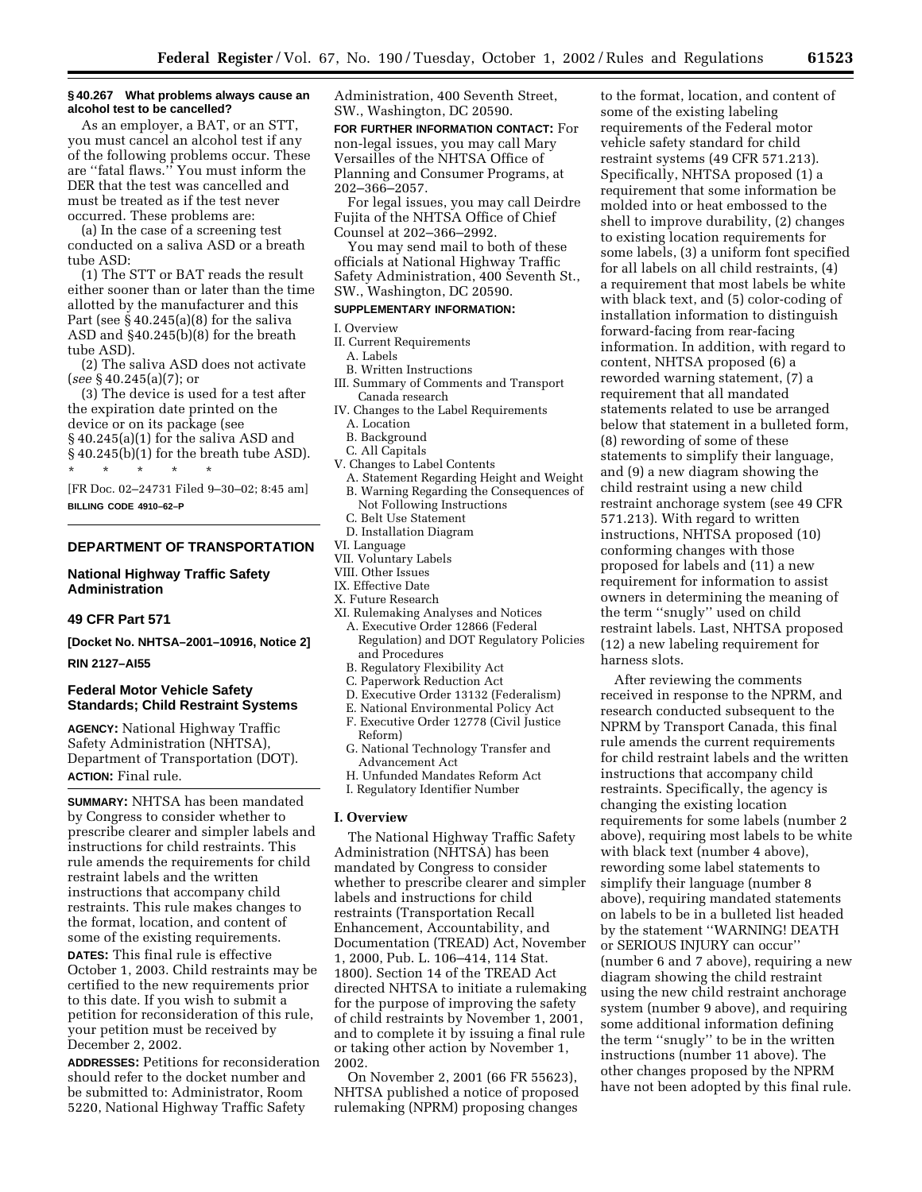### § 40.267 What problems always cause an alcohol test to be cancelled?

As an employer, a BAT, or an STT, you must cancel an alcohol test if any of the following problems occur. These are ''fatal flaws.'' You must inform the DER that the test was cancelled and must be treated as if the test never occurred. These problems are:

(a) In the case of a screening test conducted on a saliva ASD or a breath tube ASD:

(1) The STT or BAT reads the result either sooner than or later than the time allotted by the manufacturer and this Part (see § 40.245(a)(8) for the saliva ASD and §40.245(b)(8) for the breath tube ASD).

(2) The saliva ASD does not activate (*see* § 40.245(a)(7); or

(3) The device is used for a test after the expiration date printed on the device or on its package (see § 40.245(a)(1) for the saliva ASD and § 40.245(b)(1) for the breath tube ASD).

\* \* \* \* \*

[FR Doc. 02–24731 Filed 9–30–02; 8:45 am]

**BILLING CODE 4910–62–P**

---

## DEPARTMENT OF TRANSPORTATION

### National Highway Traffic Safety Administration

### 49 CFR Part 571

**[Docket No. NHTSA–2001–10916, Notice 2]**

**RIN 2127–AI55**

### Federal Motor Vehicle Safety Standards; Child Restraint Systems

**AGENCY:** National Highway Traffic Safety Administration (NHTSA), Department of Transportation (DOT).

**ACTION:** Final rule.

**SUMMARY:** NHTSA has been mandated by Congress to consider whether to prescribe clearer and simpler labels and instructions for child restraints. This rule amends the requirements for child restraint labels and the written instructions that accompany child restraints. This rule makes changes to the format, location, and content of some of the existing requirements.

**DATES:** This final rule is effective October 1, 2003. Child restraints may be certified to the new requirements prior to this date. If you wish to submit a petition for reconsideration of this rule, your petition must be received by December 2, 2002.

**ADDRESSES:** Petitions for reconsideration should refer to the docket number and be submitted to: Administrator, Room 5220, National Highway Traffic Safety Administration, 400 Seventh Street, SW., Washington, DC 20590.

**FOR FURTHER INFORMATION CONTACT:** For non-legal issues, you may call Mary Versailles of the NHTSA Office of Planning and Consumer Programs, at 202–366–2057.

For legal issues, you may call Deirdre Fujita of the NHTSA Office of Chief Counsel at 202–366–2992.

You may send mail to both of these officials at National Highway Traffic Safety Administration, 400 Seventh St., SW., Washington, DC 20590.

**SUPPLEMENTARY INFORMATION:**

I. Overview
II. Current Requirements
 A. Labels
 B. Written Instructions
III. Summary of Comments and Transport Canada research
IV. Changes to the Label Requirements
 A. Location
 B. Background
 C. All Capitals
V. Changes to Label Contents
 A. Statement Regarding Height and Weight
 B. Warning Regarding the Consequences of Not Following Instructions
 C. Belt Use Statement
 D. Installation Diagram
VI. Language
VII. Voluntary Labels
VIII. Other Issues
IX. Effective Date
X. Future Research
XI. Rulemaking Analyses and Notices
 A. Executive Order 12866 (Federal Regulation) and DOT Regulatory Policies and Procedures
 B. Regulatory Flexibility Act
 C. Paperwork Reduction Act
 D. Executive Order 13132 (Federalism)
 E. National Environmental Policy Act
 F. Executive Order 12778 (Civil Justice Reform)
 G. National Technology Transfer and Advancement Act
 H. Unfunded Mandates Reform Act
 I. Regulatory Identifier Number

## I. Overview

The National Highway Traffic Safety Administration (NHTSA) has been mandated by Congress to consider whether to prescribe clearer and simpler labels and instructions for child restraints (Transportation Recall Enhancement, Accountability, and Documentation (TREAD) Act, November 1, 2000, Pub. L. 106–414, 114 Stat. 1800). Section 14 of the TREAD Act directed NHTSA to initiate a rulemaking for the purpose of improving the safety of child restraints by November 1, 2001, and to complete it by issuing a final rule or taking other action by November 1, 2002.

On November 2, 2001 (66 FR 55623), NHTSA published a notice of proposed rulemaking (NPRM) proposing changes to the format, location, and content of some of the existing labeling requirements of the Federal motor vehicle safety standard for child restraint systems (49 CFR 571.213). Specifically, NHTSA proposed (1) a requirement that some information be molded into or heat embossed to the shell to improve durability, (2) changes to existing location requirements for some labels, (3) a uniform font specified for all labels on all child restraints, (4) a requirement that most labels be white with black text, and (5) color-coding of installation information to distinguish forward-facing from rear-facing information. In addition, with regard to content, NHTSA proposed (6) a reworded warning statement, (7) a requirement that all mandated statements related to use be arranged below that statement in a bulleted form, (8) rewording of some of these statements to simplify their language, and (9) a new diagram showing the child restraint using a new child restraint anchorage system (see 49 CFR 571.213). With regard to written instructions, NHTSA proposed (10) conforming changes with those proposed for labels and (11) a new requirement for information to assist owners in determining the meaning of the term ''snugly'' used on child restraint labels. Last, NHTSA proposed (12) a new labeling requirement for harness slots.

After reviewing the comments received in response to the NPRM, and research conducted subsequent to the NPRM by Transport Canada, this final rule amends the current requirements for child restraint labels and the written instructions that accompany child restraints. Specifically, the agency is changing the existing location requirements for some labels (number 2 above), requiring most labels to be white with black text (number 4 above), rewording some label statements to simplify their language (number 8 above), requiring mandated statements on labels to be in a bulleted list headed by the statement ''WARNING! DEATH or SERIOUS INJURY can occur'' (number 6 and 7 above), requiring a new diagram showing the child restraint using the new child restraint anchorage system (number 9 above), and requiring some additional information defining the term ''snugly'' to be in the written instructions (number 11 above). The other changes proposed by the NPRM have not been adopted by this final rule.